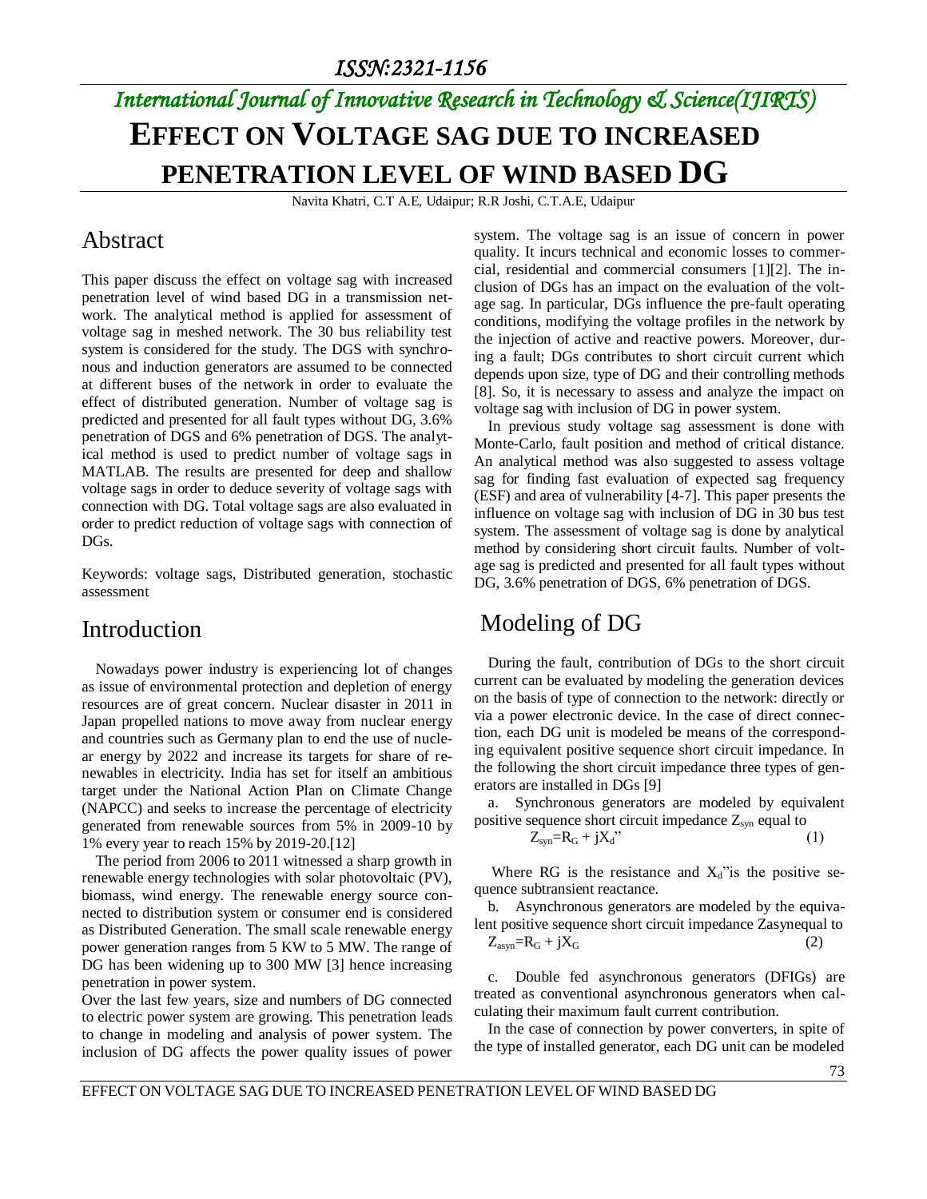# EFFECT ON VOLTAGE SAG DUE TO INCREASED PENETRATION LEVEL OF WIND BASED DG

Navita Khatri, C.T A.E, Udaipur; R.R Joshi, C.T.A.E, Udaipur

## Abstract

This paper discuss the effect on voltage sag with increased penetration level of wind based DG in a transmission network. The analytical method is applied for assessment of voltage sag in meshed network. The 30 bus reliability test system is considered for the study. The DGS with synchronous and induction generators are assumed to be connected at different buses of the network in order to evaluate the effect of distributed generation. Number of voltage sag is predicted and presented for all fault types without DG, 3.6% penetration of DGS and 6% penetration of DGS. The analytical method is used to predict number of voltage sags in MATLAB. The results are presented for deep and shallow voltage sags in order to deduce severity of voltage sags with connection with DG. Total voltage sags are also evaluated in order to predict reduction of voltage sags with connection of DGs.

Keywords: voltage sags, Distributed generation, stochastic assessment

## Introduction

Nowadays power industry is experiencing lot of changes as issue of environmental protection and depletion of energy resources are of great concern. Nuclear disaster in 2011 in Japan propelled nations to move away from nuclear energy and countries such as Germany plan to end the use of nuclear energy by 2022 and increase its targets for share of renewables in electricity. India has set for itself an ambitious target under the National Action Plan on Climate Change (NAPCC) and seeks to increase the percentage of electricity generated from renewable sources from 5% in 2009-10 by 1% every year to reach 15% by 2019-20.[12]

The period from 2006 to 2011 witnessed a sharp growth in renewable energy technologies with solar photovoltaic (PV), biomass, wind energy. The renewable energy source connected to distribution system or consumer end is considered as Distributed Generation. The small scale renewable energy power generation ranges from 5 KW to 5 MW. The range of DG has been widening up to 300 MW [3] hence increasing penetration in power system.

Over the last few years, size and numbers of DG connected to electric power system are growing. This penetration leads to change in modeling and analysis of power system. The inclusion of DG affects the power quality issues of power system. The voltage sag is an issue of concern in power quality. It incurs technical and economic losses to commercial, residential and commercial consumers [1][2]. The inclusion of DGs has an impact on the evaluation of the voltage sag. In particular, DGs influence the pre-fault operating conditions, modifying the voltage profiles in the network by the injection of active and reactive powers. Moreover, during a fault; DGs contributes to short circuit current which depends upon size, type of DG and their controlling methods [8]. So, it is necessary to assess and analyze the impact on voltage sag with inclusion of DG in power system.

In previous study voltage sag assessment is done with Monte-Carlo, fault position and method of critical distance. An analytical method was also suggested to assess voltage sag for finding fast evaluation of expected sag frequency (ESF) and area of vulnerability [4-7]. This paper presents the influence on voltage sag with inclusion of DG in 30 bus test system. The assessment of voltage sag is done by analytical method by considering short circuit faults. Number of voltage sag is predicted and presented for all fault types without DG, 3.6% penetration of DGS, 6% penetration of DGS.

## Modeling of DG

During the fault, contribution of DGs to the short circuit current can be evaluated by modeling the generation devices on the basis of type of connection to the network: directly or via a power electronic device. In the case of direct connection, each DG unit is modeled be means of the corresponding equivalent positive sequence short circuit impedance. In the following the short circuit impedance three types of generators are installed in DGs [9]

a. Synchronous generators are modeled by equivalent positive sequence short circuit impedance $Z_{syn}$ equal to

$$Z_{syn}=R_G + jX_d'' \tag{1}$$

Where RG is the resistance and $X_d$"is the positive sequence subtransient reactance.

b. Asynchronous generators are modeled by the equivalent positive sequence short circuit impedance Zasynequal to

$$Z_{asyn}=R_G + jX_G \tag{2}$$

c. Double fed asynchronous generators (DFIGs) are treated as conventional asynchronous generators when calculating their maximum fault current contribution.

In the case of connection by power converters, in spite of the type of installed generator, each DG unit can be modeled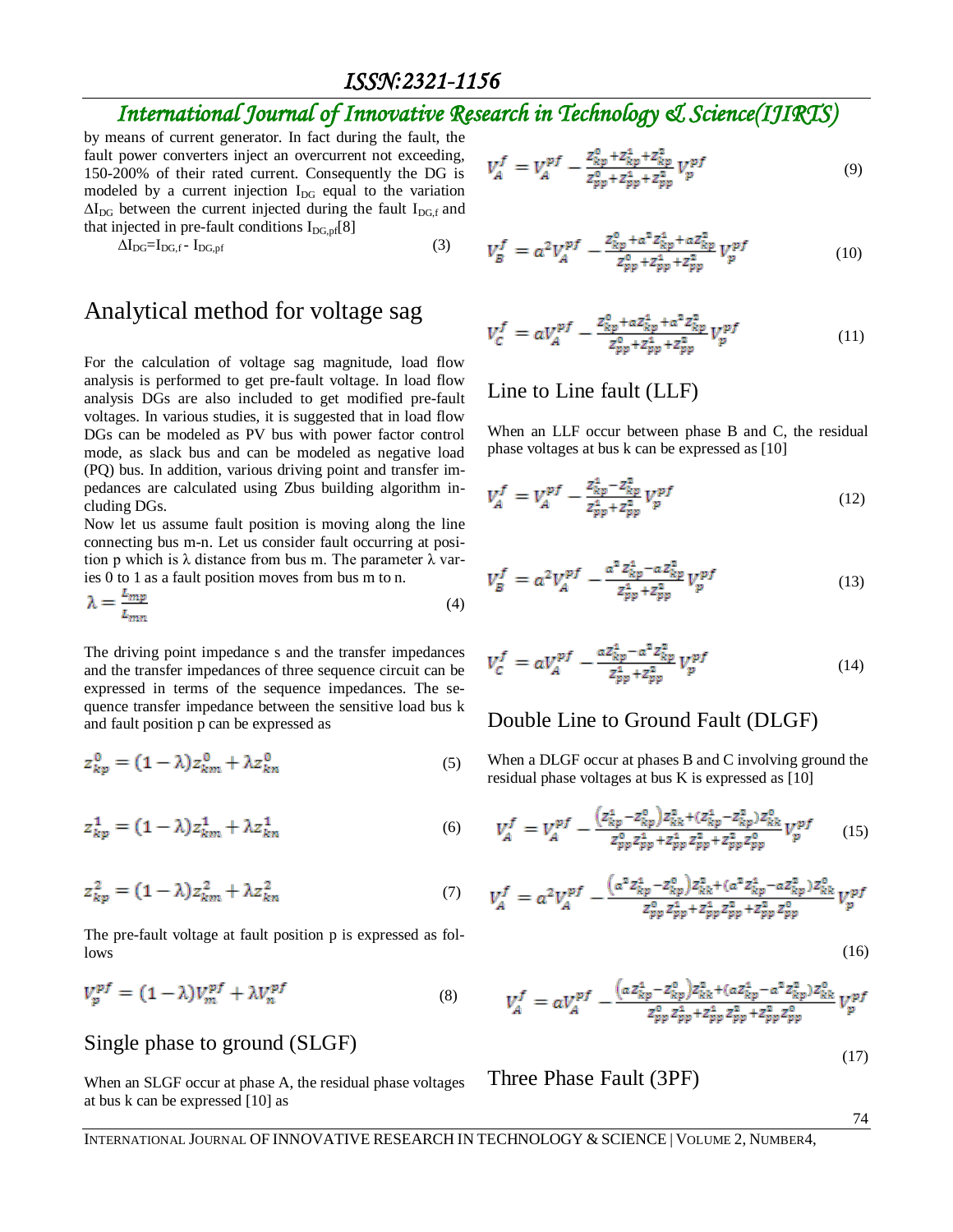by means of current generator. In fact during the fault, the fault power converters inject an overcurrent not exceeding, 150-200% of their rated current. Consequently the DG is modeled by a current injection $I_{DG}$ equal to the variation $\Delta I_{DG}$ between the current injected during the fault $I_{DG,f}$ and that injected in pre-fault conditions $I_{DG,pf}$[8]

$$\Delta I_{DG}=I_{DG,f} - I_{DG,pf} \tag{3}$$

# Analytical method for voltage sag

For the calculation of voltage sag magnitude, load flow analysis is performed to get pre-fault voltage. In load flow analysis DGs are also included to get modified pre-fault voltages. In various studies, it is suggested that in load flow DGs can be modeled as PV bus with power factor control mode, as slack bus and can be modeled as negative load (PQ) bus. In addition, various driving point and transfer impedances are calculated using Zbus building algorithm including DGs.

Now let us assume fault position is moving along the line connecting bus m-n. Let us consider fault occurring at position p which is λ distance from bus m. The parameter λ varies 0 to 1 as a fault position moves from bus m to n.

$$\lambda = \frac{L_{mp}}{L_{mn}} \tag{4}$$

The driving point impedance s and the transfer impedances and the transfer impedances of three sequence circuit can be expressed in terms of the sequence impedances. The sequence transfer impedance between the sensitive load bus k and fault position p can be expressed as

$$z_{kp}^{0} = (1-\lambda)z_{km}^{0} + \lambda z_{kn}^{0} \tag{5}$$

$$z_{kp}^{1} = (1-\lambda)z_{km}^{1} + \lambda z_{kn}^{1} \tag{6}$$

$$z_{kp}^{2} = (1-\lambda)z_{km}^{2} + \lambda z_{kn}^{2} \tag{7}$$

The pre-fault voltage at fault position p is expressed as follows

$$V_{p}^{pf} = (1-\lambda)V_{m}^{pf} + \lambda V_{n}^{pf} \tag{8}$$

## Single phase to ground (SLGF)

When an SLGF occur at phase A, the residual phase voltages at bus k can be expressed [10] as

$$V_{A}^{f} = V_{A}^{pf} - \frac{z_{kp}^{0}+z_{kp}^{1}+z_{kp}^{2}}{z_{pp}^{0}+z_{pp}^{1}+z_{pp}^{2}} V_{p}^{pf} \tag{9}$$

$$V_{B}^{f} = \alpha^{2}V_{A}^{pf} - \frac{z_{kp}^{0}+\alpha^{2}z_{kp}^{1}+\alpha z_{kp}^{2}}{z_{pp}^{0}+z_{pp}^{1}+z_{pp}^{2}} V_{p}^{pf} \tag{10}$$

$$V_{C}^{f} = \alpha V_{A}^{pf} - \frac{z_{kp}^{0}+\alpha z_{kp}^{1}+\alpha^{2}z_{kp}^{2}}{z_{pp}^{0}+z_{pp}^{1}+z_{pp}^{2}} V_{p}^{pf} \tag{11}$$

## Line to Line fault (LLF)

When an LLF occur between phase B and C, the residual phase voltages at bus k can be expressed as [10]

$$V_{A}^{f} = V_{A}^{pf} - \frac{z_{kp}^{1}-z_{kp}^{2}}{z_{pp}^{1}+z_{pp}^{2}} V_{p}^{pf} \tag{12}$$

$$V_{B}^{f} = \alpha^{2}V_{A}^{pf} - \frac{\alpha^{2}z_{kp}^{1}-\alpha z_{kp}^{2}}{z_{pp}^{1}+z_{pp}^{2}} V_{p}^{pf} \tag{13}$$

$$V_{C}^{f} = \alpha V_{A}^{pf} - \frac{\alpha z_{kp}^{1}-\alpha^{2}z_{kp}^{2}}{z_{pp}^{1}+z_{pp}^{2}} V_{p}^{pf} \tag{14}$$

## Double Line to Ground Fault (DLGF)

When a DLGF occur at phases B and C involving ground the residual phase voltages at bus K is expressed as [10]

$$V_{A}^{f} = V_{A}^{pf} - \frac{\left(z_{kp}^{1}-z_{kp}^{0}\right)z_{kk}^{2}+\left(z_{kp}^{1}-z_{kp}^{2}\right)z_{kk}^{0}}{z_{pp}^{0}z_{pp}^{1}+z_{pp}^{1}z_{pp}^{2}+z_{pp}^{2}z_{pp}^{0}} V_{p}^{pf} \tag{15}$$

$$V_{A}^{f} = \alpha^{2}V_{A}^{pf} - \frac{\left(\alpha^{2}z_{kp}^{1}-z_{kp}^{0}\right)z_{kk}^{2}+\left(\alpha^{2}z_{kp}^{1}-\alpha z_{kp}^{2}\right)z_{kk}^{0}}{z_{pp}^{0}z_{pp}^{1}+z_{pp}^{1}z_{pp}^{2}+z_{pp}^{2}z_{pp}^{0}} V_{p}^{pf} \tag{16}$$

$$V_{A}^{f} = \alpha V_{A}^{pf} - \frac{\left(\alpha z_{kp}^{1}-z_{kp}^{0}\right)z_{kk}^{2}+\left(\alpha z_{kp}^{1}-\alpha^{2}z_{kp}^{2}\right)z_{kk}^{0}}{z_{pp}^{0}z_{pp}^{1}+z_{pp}^{1}z_{pp}^{2}+z_{pp}^{2}z_{pp}^{0}} V_{p}^{pf} \tag{17}$$

## Three Phase Fault (3PF)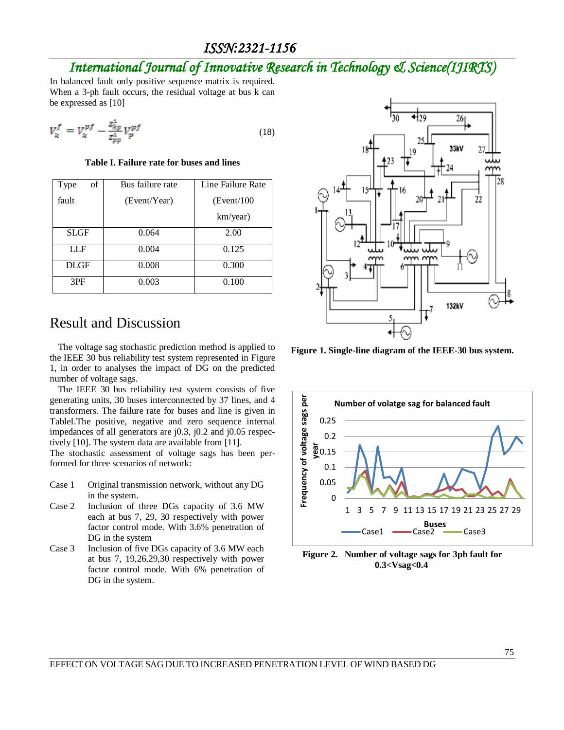In balanced fault only positive sequence matrix is required. When a 3-ph fault occurs, the residual voltage at bus k can be expressed as [10]

$$V_k^f = V_k^{pf} - \frac{Z_{kp}^1}{Z_{pp}^1} V_p^{pf} \quad (18)$$

**Table I. Failure rate for buses and lines**

| Type of fault | Bus failure rate (Event/Year) | Line Failure Rate (Event/100 km/year) |
|---|---|---|
| SLGF | 0.064 | 2.00 |
| LLF | 0.004 | 0.125 |
| DLGF | 0.008 | 0.300 |
| 3PF | 0.003 | 0.100 |

## Result and Discussion

The voltage sag stochastic prediction method is applied to the IEEE 30 bus reliability test system represented in Figure 1, in order to analyses the impact of DG on the predicted number of voltage sags.

The IEEE 30 bus reliability test system consists of five generating units, 30 buses interconnected by 37 lines, and 4 transformers. The failure rate for buses and line is given in TableI.The positive, negative and zero sequence internal impedances of all generators are j0.3, j0.2 and j0.05 respectively [10]. The system data are available from [11].

The stochastic assessment of voltage sags has been performed for three scenarios of network:

- Case 1 Original transmission network, without any DG in the system.
- Case 2 Inclusion of three DGs capacity of 3.6 MW each at bus 7, 29, 30 respectively with power factor control mode. With 3.6% penetration of DG in the system
- Case 3 Inclusion of five DGs capacity of 3.6 MW each at bus 7, 19,26,29,30 respectively with power factor control mode. With 6% penetration of DG in the system.

**Figure 1. Single-line diagram of the IEEE-30 bus system.**

**Figure 2. Number of voltage sags for 3ph fault for 0.3<Vsag<0.4**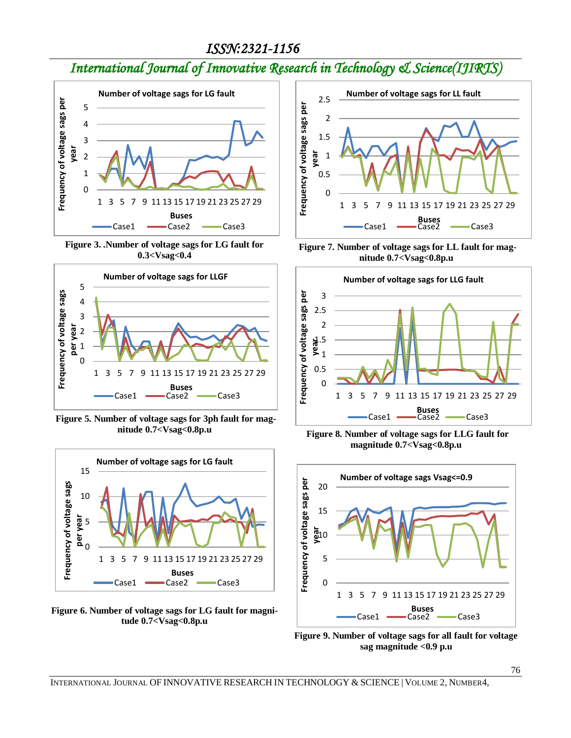Figure 3. .Number of voltage sags for LG fault for 0.3<Vsag<0.4

Figure 5. Number of voltage sags for 3ph fault for magnitude 0.7<Vsag<0.8p.u

Figure 6. Number of voltage sags for LG fault for magnitude 0.7<Vsag<0.8p.u

Figure 7. Number of voltage sags for LL fault for magnitude 0.7<Vsag<0.8p.u

Figure 8. Number of voltage sags for LLG fault for magnitude 0.7<Vsag<0.8p.u

Figure 9. Number of voltage sags for all fault for voltage sag magnitude <0.9 p.u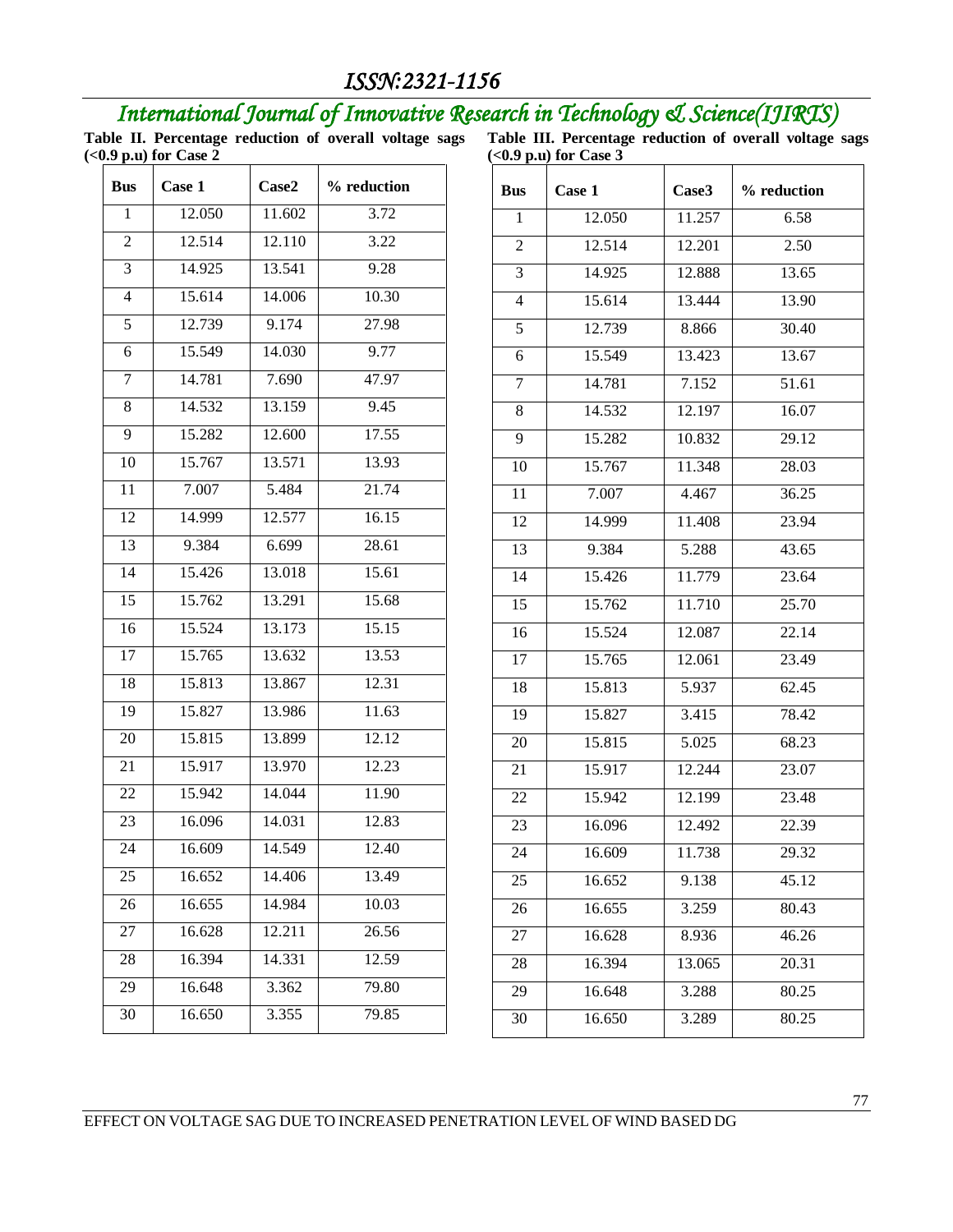**Table II. Percentage reduction of overall voltage sags (<0.9 p.u) for Case 2**

| Bus | Case 1 | Case2 | % reduction |
|---|---|---|---|
| 1 | 12.050 | 11.602 | 3.72 |
| 2 | 12.514 | 12.110 | 3.22 |
| 3 | 14.925 | 13.541 | 9.28 |
| 4 | 15.614 | 14.006 | 10.30 |
| 5 | 12.739 | 9.174 | 27.98 |
| 6 | 15.549 | 14.030 | 9.77 |
| 7 | 14.781 | 7.690 | 47.97 |
| 8 | 14.532 | 13.159 | 9.45 |
| 9 | 15.282 | 12.600 | 17.55 |
| 10 | 15.767 | 13.571 | 13.93 |
| 11 | 7.007 | 5.484 | 21.74 |
| 12 | 14.999 | 12.577 | 16.15 |
| 13 | 9.384 | 6.699 | 28.61 |
| 14 | 15.426 | 13.018 | 15.61 |
| 15 | 15.762 | 13.291 | 15.68 |
| 16 | 15.524 | 13.173 | 15.15 |
| 17 | 15.765 | 13.632 | 13.53 |
| 18 | 15.813 | 13.867 | 12.31 |
| 19 | 15.827 | 13.986 | 11.63 |
| 20 | 15.815 | 13.899 | 12.12 |
| 21 | 15.917 | 13.970 | 12.23 |
| 22 | 15.942 | 14.044 | 11.90 |
| 23 | 16.096 | 14.031 | 12.83 |
| 24 | 16.609 | 14.549 | 12.40 |
| 25 | 16.652 | 14.406 | 13.49 |
| 26 | 16.655 | 14.984 | 10.03 |
| 27 | 16.628 | 12.211 | 26.56 |
| 28 | 16.394 | 14.331 | 12.59 |
| 29 | 16.648 | 3.362 | 79.80 |
| 30 | 16.650 | 3.355 | 79.85 |

**Table III. Percentage reduction of overall voltage sags (<0.9 p.u) for Case 3**

| Bus | Case 1 | Case3 | % reduction |
|---|---|---|---|
| 1 | 12.050 | 11.257 | 6.58 |
| 2 | 12.514 | 12.201 | 2.50 |
| 3 | 14.925 | 12.888 | 13.65 |
| 4 | 15.614 | 13.444 | 13.90 |
| 5 | 12.739 | 8.866 | 30.40 |
| 6 | 15.549 | 13.423 | 13.67 |
| 7 | 14.781 | 7.152 | 51.61 |
| 8 | 14.532 | 12.197 | 16.07 |
| 9 | 15.282 | 10.832 | 29.12 |
| 10 | 15.767 | 11.348 | 28.03 |
| 11 | 7.007 | 4.467 | 36.25 |
| 12 | 14.999 | 11.408 | 23.94 |
| 13 | 9.384 | 5.288 | 43.65 |
| 14 | 15.426 | 11.779 | 23.64 |
| 15 | 15.762 | 11.710 | 25.70 |
| 16 | 15.524 | 12.087 | 22.14 |
| 17 | 15.765 | 12.061 | 23.49 |
| 18 | 15.813 | 5.937 | 62.45 |
| 19 | 15.827 | 3.415 | 78.42 |
| 20 | 15.815 | 5.025 | 68.23 |
| 21 | 15.917 | 12.244 | 23.07 |
| 22 | 15.942 | 12.199 | 23.48 |
| 23 | 16.096 | 12.492 | 22.39 |
| 24 | 16.609 | 11.738 | 29.32 |
| 25 | 16.652 | 9.138 | 45.12 |
| 26 | 16.655 | 3.259 | 80.43 |
| 27 | 16.628 | 8.936 | 46.26 |
| 28 | 16.394 | 13.065 | 20.31 |
| 29 | 16.648 | 3.288 | 80.25 |
| 30 | 16.650 | 3.289 | 80.25 |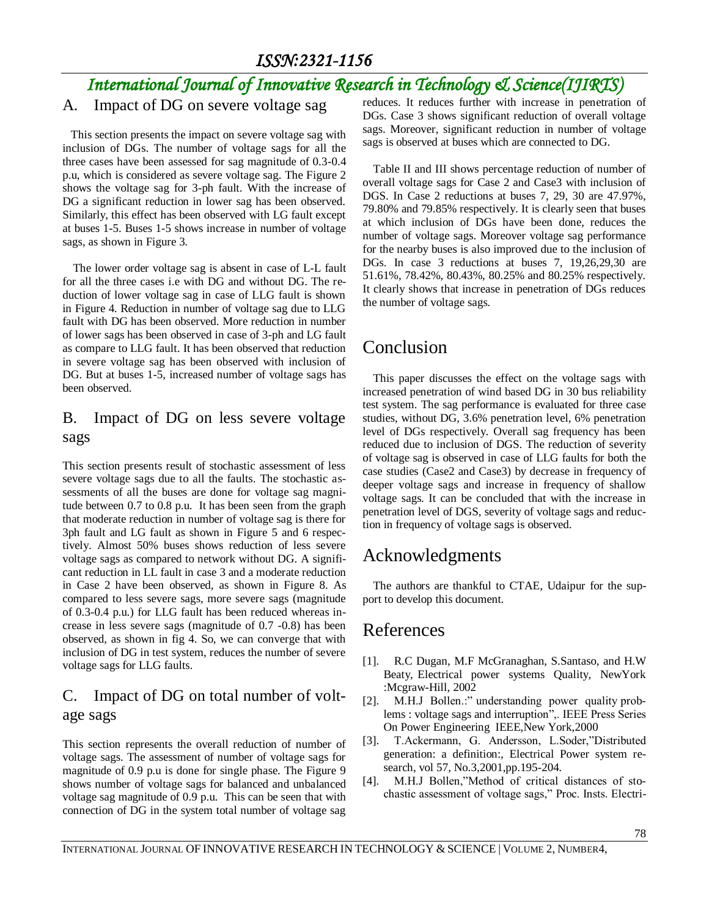## A. Impact of DG on severe voltage sag

This section presents the impact on severe voltage sag with inclusion of DGs. The number of voltage sags for all the three cases have been assessed for sag magnitude of 0.3-0.4 p.u, which is considered as severe voltage sag. The Figure 2 shows the voltage sag for 3-ph fault. With the increase of DG a significant reduction in lower sag has been observed. Similarly, this effect has been observed with LG fault except at buses 1-5. Buses 1-5 shows increase in number of voltage sags, as shown in Figure 3.

The lower order voltage sag is absent in case of L-L fault for all the three cases i.e with DG and without DG. The reduction of lower voltage sag in case of LLG fault is shown in Figure 4. Reduction in number of voltage sag due to LLG fault with DG has been observed. More reduction in number of lower sags has been observed in case of 3-ph and LG fault as compare to LLG fault. It has been observed that reduction in severe voltage sag has been observed with inclusion of DG. But at buses 1-5, increased number of voltage sags has been observed.

## B. Impact of DG on less severe voltage sags

This section presents result of stochastic assessment of less severe voltage sags due to all the faults. The stochastic assessments of all the buses are done for voltage sag magnitude between 0.7 to 0.8 p.u. It has been seen from the graph that moderate reduction in number of voltage sag is there for 3ph fault and LG fault as shown in Figure 5 and 6 respectively. Almost 50% buses shows reduction of less severe voltage sags as compared to network without DG. A significant reduction in LL fault in case 3 and a moderate reduction in Case 2 have been observed, as shown in Figure 8. As compared to less severe sags, more severe sags (magnitude of 0.3-0.4 p.u.) for LLG fault has been reduced whereas increase in less severe sags (magnitude of 0.7 -0.8) has been observed, as shown in fig 4. So, we can converge that with inclusion of DG in test system, reduces the number of severe voltage sags for LLG faults.

## C. Impact of DG on total number of voltage sags

This section represents the overall reduction of number of voltage sags. The assessment of number of voltage sags for magnitude of 0.9 p.u is done for single phase. The Figure 9 shows number of voltage sags for balanced and unbalanced voltage sag magnitude of 0.9 p.u. This can be seen that with connection of DG in the system total number of voltage sag reduces. It reduces further with increase in penetration of DGs. Case 3 shows significant reduction of overall voltage sags. Moreover, significant reduction in number of voltage sags is observed at buses which are connected to DG.

Table II and III shows percentage reduction of number of overall voltage sags for Case 2 and Case3 with inclusion of DGS. In Case 2 reductions at buses 7, 29, 30 are 47.97%, 79.80% and 79.85% respectively. It is clearly seen that buses at which inclusion of DGs have been done, reduces the number of voltage sags. Moreover voltage sag performance for the nearby buses is also improved due to the inclusion of DGs. In case 3 reductions at buses 7, 19,26,29,30 are 51.61%, 78.42%, 80.43%, 80.25% and 80.25% respectively. It clearly shows that increase in penetration of DGs reduces the number of voltage sags.

# Conclusion

This paper discusses the effect on the voltage sags with increased penetration of wind based DG in 30 bus reliability test system. The sag performance is evaluated for three case studies, without DG, 3.6% penetration level, 6% penetration level of DGs respectively. Overall sag frequency has been reduced due to inclusion of DGS. The reduction of severity of voltage sag is observed in case of LLG faults for both the case studies (Case2 and Case3) by decrease in frequency of deeper voltage sags and increase in frequency of shallow voltage sags. It can be concluded that with the increase in penetration level of DGS, severity of voltage sags and reduction in frequency of voltage sags is observed.

# Acknowledgments

The authors are thankful to CTAE, Udaipur for the support to develop this document.

# References

[1]. R.C Dugan, M.F McGranaghan, S.Santaso, and H.W Beaty, Electrical power systems Quality, NewYork :Mcgraw-Hill, 2002

[2]. M.H.J Bollen.:" understanding power quality problems : voltage sags and interruption",. IEEE Press Series On Power Engineering IEEE,New York,2000

[3]. T.Ackermann, G. Andersson, L.Soder,"Distributed generation: a definition:, Electrical Power system research, vol 57, No.3,2001,pp.195-204.

[4]. M.H.J Bollen,"Method of critical distances of stochastic assessment of voltage sags," Proc. Insts. Electri-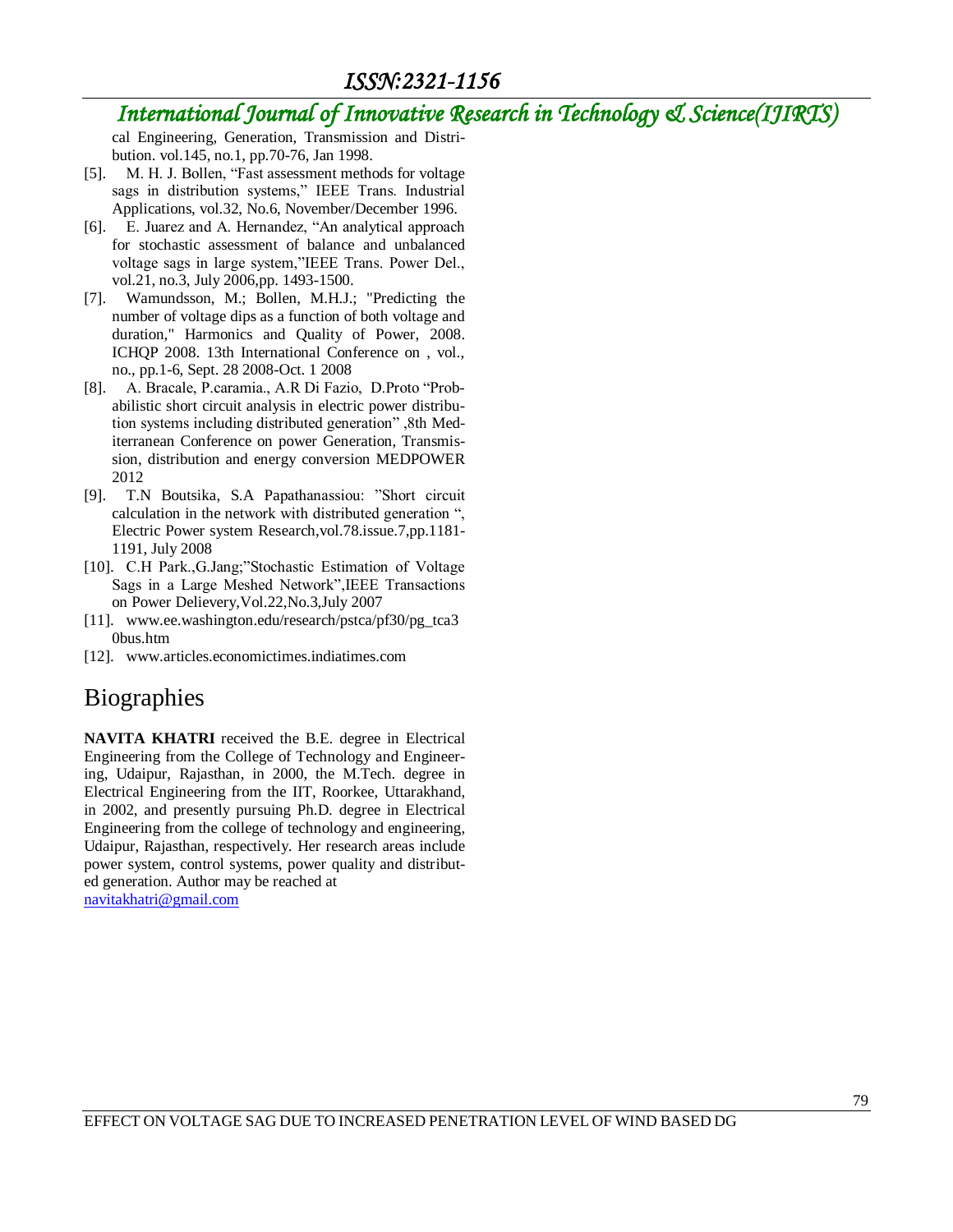cal Engineering, Generation, Transmission and Distribution. vol.145, no.1, pp.70-76, Jan 1998.

[5]. M. H. J. Bollen, "Fast assessment methods for voltage sags in distribution systems," IEEE Trans. Industrial Applications, vol.32, No.6, November/December 1996.

[6]. E. Juarez and A. Hernandez, "An analytical approach for stochastic assessment of balance and unbalanced voltage sags in large system,"IEEE Trans. Power Del., vol.21, no.3, July 2006,pp. 1493-1500.

[7]. Wamundsson, M.; Bollen, M.H.J.; "Predicting the number of voltage dips as a function of both voltage and duration," Harmonics and Quality of Power, 2008. ICHQP 2008. 13th International Conference on , vol., no., pp.1-6, Sept. 28 2008-Oct. 1 2008

[8]. A. Bracale, P.caramia., A.R Di Fazio, D.Proto "Probabilistic short circuit analysis in electric power distribution systems including distributed generation" ,8th Mediterranean Conference on power Generation, Transmission, distribution and energy conversion MEDPOWER 2012

[9]. T.N Boutsika, S.A Papathanassiou: "Short circuit calculation in the network with distributed generation ", Electric Power system Research,vol.78.issue.7,pp.1181-1191, July 2008

[10]. C.H Park.,G.Jang;"Stochastic Estimation of Voltage Sags in a Large Meshed Network",IEEE Transactions on Power Delievery,Vol.22,No.3,July 2007

[11]. www.ee.washington.edu/research/pstca/pf30/pg_tca30bus.htm

[12]. www.articles.economictimes.indiatimes.com

# Biographies

**NAVITA KHATRI** received the B.E. degree in Electrical Engineering from the College of Technology and Engineering, Udaipur, Rajasthan, in 2000, the M.Tech. degree in Electrical Engineering from the IIT, Roorkee, Uttarakhand, in 2002, and presently pursuing Ph.D. degree in Electrical Engineering from the college of technology and engineering, Udaipur, Rajasthan, respectively. Her research areas include power system, control systems, power quality and distributed generation. Author may be reached at navitakhatri@gmail.com